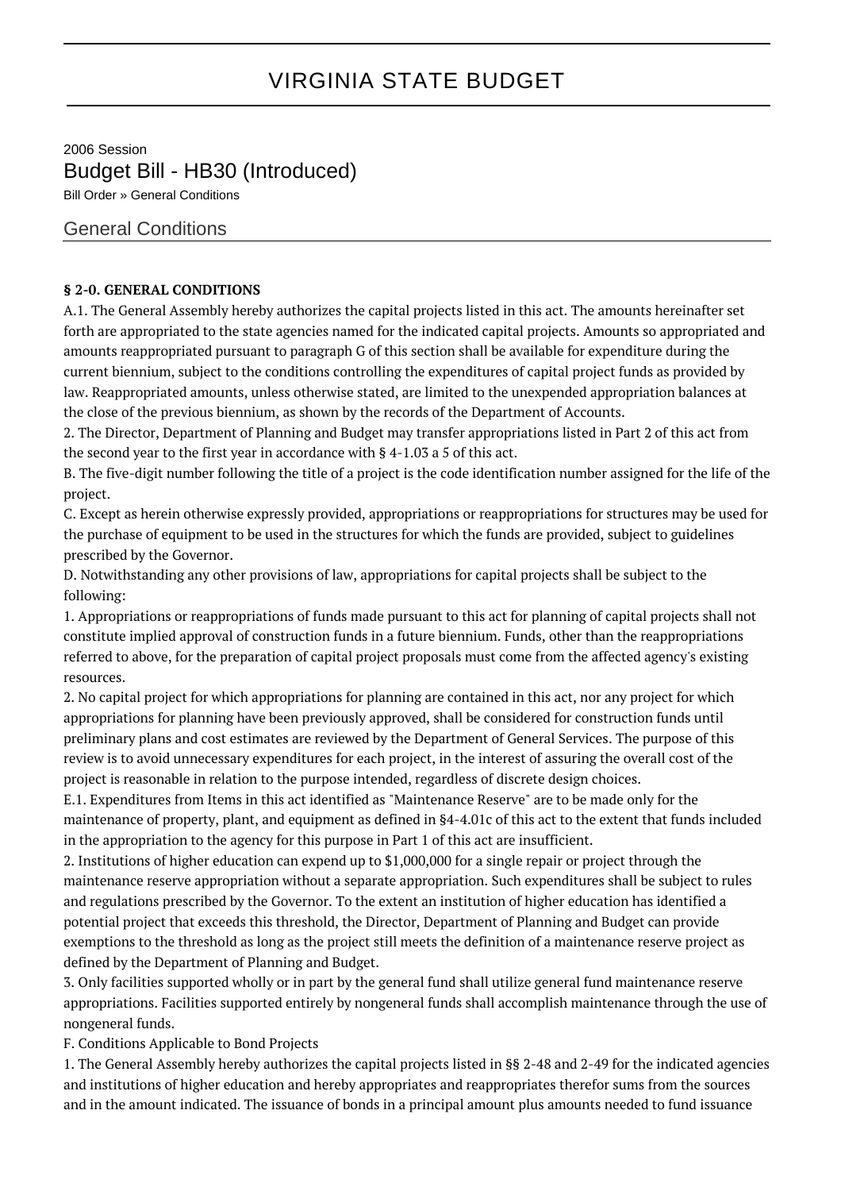# VIRGINIA STATE BUDGET

2006 Session

## Budget Bill - HB30 (Introduced)

Bill Order » General Conditions

## General Conditions

**§ 2-0. GENERAL CONDITIONS**

A.1. The General Assembly hereby authorizes the capital projects listed in this act. The amounts hereinafter set forth are appropriated to the state agencies named for the indicated capital projects. Amounts so appropriated and amounts reappropriated pursuant to paragraph G of this section shall be available for expenditure during the current biennium, subject to the conditions controlling the expenditures of capital project funds as provided by law. Reappropriated amounts, unless otherwise stated, are limited to the unexpended appropriation balances at the close of the previous biennium, as shown by the records of the Department of Accounts.

2. The Director, Department of Planning and Budget may transfer appropriations listed in Part 2 of this act from the second year to the first year in accordance with § 4-1.03 a 5 of this act.

B. The five-digit number following the title of a project is the code identification number assigned for the life of the project.

C. Except as herein otherwise expressly provided, appropriations or reappropriations for structures may be used for the purchase of equipment to be used in the structures for which the funds are provided, subject to guidelines prescribed by the Governor.

D. Notwithstanding any other provisions of law, appropriations for capital projects shall be subject to the following:

1. Appropriations or reappropriations of funds made pursuant to this act for planning of capital projects shall not constitute implied approval of construction funds in a future biennium. Funds, other than the reappropriations referred to above, for the preparation of capital project proposals must come from the affected agency's existing resources.

2. No capital project for which appropriations for planning are contained in this act, nor any project for which appropriations for planning have been previously approved, shall be considered for construction funds until preliminary plans and cost estimates are reviewed by the Department of General Services. The purpose of this review is to avoid unnecessary expenditures for each project, in the interest of assuring the overall cost of the project is reasonable in relation to the purpose intended, regardless of discrete design choices.

E.1. Expenditures from Items in this act identified as "Maintenance Reserve" are to be made only for the maintenance of property, plant, and equipment as defined in §4-4.01c of this act to the extent that funds included in the appropriation to the agency for this purpose in Part 1 of this act are insufficient.

2. Institutions of higher education can expend up to $1,000,000 for a single repair or project through the maintenance reserve appropriation without a separate appropriation. Such expenditures shall be subject to rules and regulations prescribed by the Governor. To the extent an institution of higher education has identified a potential project that exceeds this threshold, the Director, Department of Planning and Budget can provide exemptions to the threshold as long as the project still meets the definition of a maintenance reserve project as defined by the Department of Planning and Budget.

3. Only facilities supported wholly or in part by the general fund shall utilize general fund maintenance reserve appropriations. Facilities supported entirely by nongeneral funds shall accomplish maintenance through the use of nongeneral funds.

F. Conditions Applicable to Bond Projects

1. The General Assembly hereby authorizes the capital projects listed in §§ 2-48 and 2-49 for the indicated agencies and institutions of higher education and hereby appropriates and reappropriates therefor sums from the sources and in the amount indicated. The issuance of bonds in a principal amount plus amounts needed to fund issuance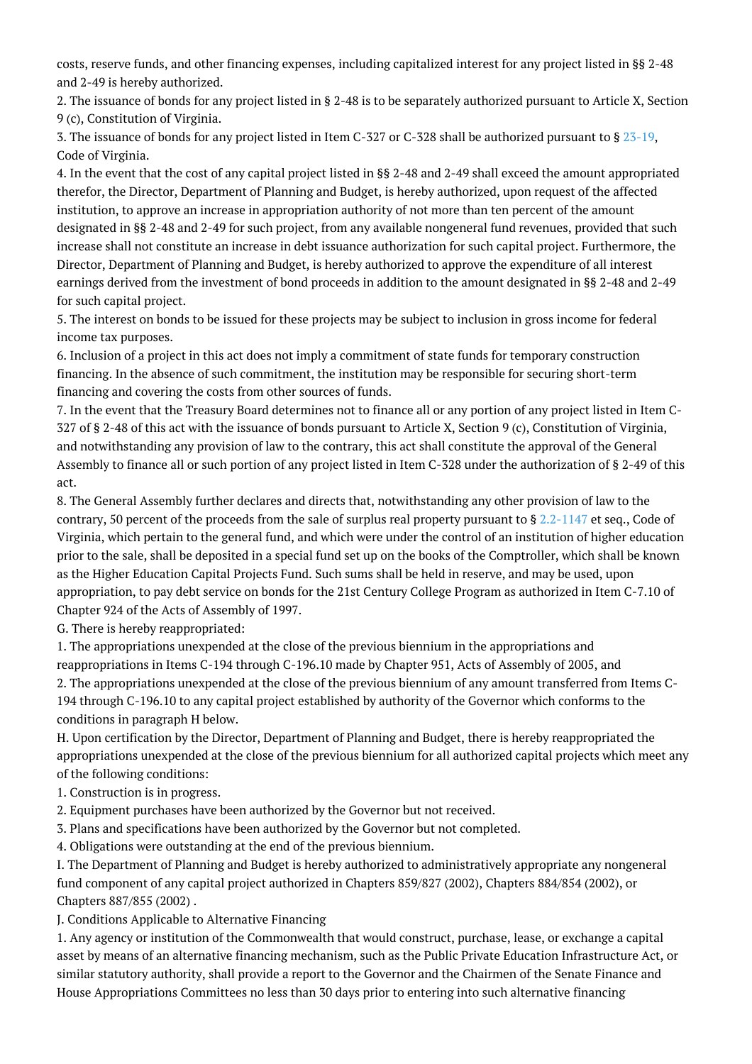costs, reserve funds, and other financing expenses, including capitalized interest for any project listed in §§ 2-48 and 2-49 is hereby authorized.

2. The issuance of bonds for any project listed in § 2-48 is to be separately authorized pursuant to Article X, Section 9 (c), Constitution of Virginia.

3. The issuance of bonds for any project listed in Item C-327 or C-328 shall be authorized pursuant to § 23-19, Code of Virginia.

4. In the event that the cost of any capital project listed in §§ 2-48 and 2-49 shall exceed the amount appropriated therefor, the Director, Department of Planning and Budget, is hereby authorized, upon request of the affected institution, to approve an increase in appropriation authority of not more than ten percent of the amount designated in §§ 2-48 and 2-49 for such project, from any available nongeneral fund revenues, provided that such increase shall not constitute an increase in debt issuance authorization for such capital project. Furthermore, the Director, Department of Planning and Budget, is hereby authorized to approve the expenditure of all interest earnings derived from the investment of bond proceeds in addition to the amount designated in §§ 2-48 and 2-49 for such capital project.

5. The interest on bonds to be issued for these projects may be subject to inclusion in gross income for federal income tax purposes.

6. Inclusion of a project in this act does not imply a commitment of state funds for temporary construction financing. In the absence of such commitment, the institution may be responsible for securing short-term financing and covering the costs from other sources of funds.

7. In the event that the Treasury Board determines not to finance all or any portion of any project listed in Item C-327 of § 2-48 of this act with the issuance of bonds pursuant to Article X, Section 9 (c), Constitution of Virginia, and notwithstanding any provision of law to the contrary, this act shall constitute the approval of the General Assembly to finance all or such portion of any project listed in Item C-328 under the authorization of § 2-49 of this act.

8. The General Assembly further declares and directs that, notwithstanding any other provision of law to the contrary, 50 percent of the proceeds from the sale of surplus real property pursuant to § 2.2-1147 et seq., Code of Virginia, which pertain to the general fund, and which were under the control of an institution of higher education prior to the sale, shall be deposited in a special fund set up on the books of the Comptroller, which shall be known as the Higher Education Capital Projects Fund. Such sums shall be held in reserve, and may be used, upon appropriation, to pay debt service on bonds for the 21st Century College Program as authorized in Item C-7.10 of Chapter 924 of the Acts of Assembly of 1997.

G. There is hereby reappropriated:

1. The appropriations unexpended at the close of the previous biennium in the appropriations and reappropriations in Items C-194 through C-196.10 made by Chapter 951, Acts of Assembly of 2005, and

2. The appropriations unexpended at the close of the previous biennium of any amount transferred from Items C-194 through C-196.10 to any capital project established by authority of the Governor which conforms to the conditions in paragraph H below.

H. Upon certification by the Director, Department of Planning and Budget, there is hereby reappropriated the appropriations unexpended at the close of the previous biennium for all authorized capital projects which meet any of the following conditions:

1. Construction is in progress.

2. Equipment purchases have been authorized by the Governor but not received.

3. Plans and specifications have been authorized by the Governor but not completed.

4. Obligations were outstanding at the end of the previous biennium.

I. The Department of Planning and Budget is hereby authorized to administratively appropriate any nongeneral fund component of any capital project authorized in Chapters 859/827 (2002), Chapters 884/854 (2002), or Chapters 887/855 (2002) .

J. Conditions Applicable to Alternative Financing

1. Any agency or institution of the Commonwealth that would construct, purchase, lease, or exchange a capital asset by means of an alternative financing mechanism, such as the Public Private Education Infrastructure Act, or similar statutory authority, shall provide a report to the Governor and the Chairmen of the Senate Finance and House Appropriations Committees no less than 30 days prior to entering into such alternative financing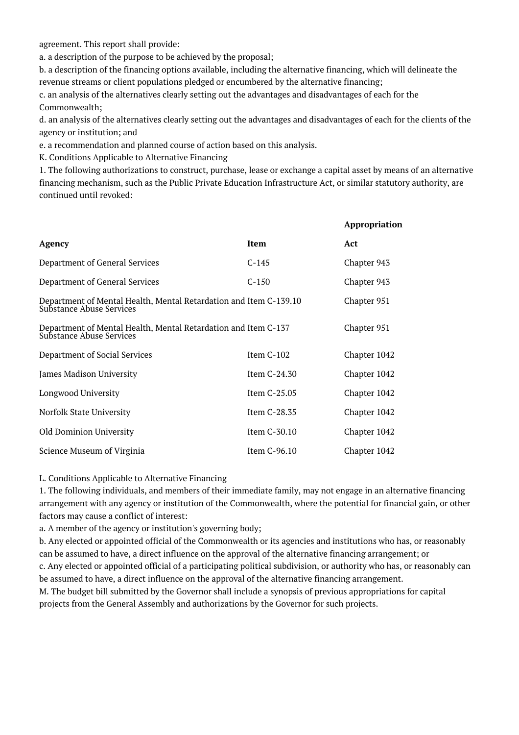agreement. This report shall provide:

a. a description of the purpose to be achieved by the proposal;

b. a description of the financing options available, including the alternative financing, which will delineate the revenue streams or client populations pledged or encumbered by the alternative financing;

c. an analysis of the alternatives clearly setting out the advantages and disadvantages of each for the Commonwealth;

d. an analysis of the alternatives clearly setting out the advantages and disadvantages of each for the clients of the agency or institution; and

e. a recommendation and planned course of action based on this analysis.

K. Conditions Applicable to Alternative Financing

1. The following authorizations to construct, purchase, lease or exchange a capital asset by means of an alternative financing mechanism, such as the Public Private Education Infrastructure Act, or similar statutory authority, are continued until revoked:

| Agency | Item | Appropriation Act |
|---|---|---|
| Department of General Services | C-145 | Chapter 943 |
| Department of General Services | C-150 | Chapter 943 |
| Department of Mental Health, Mental Retardation and Substance Abuse Services | Item C-139.10 | Chapter 951 |
| Department of Mental Health, Mental Retardation and Substance Abuse Services | Item C-137 | Chapter 951 |
| Department of Social Services | Item C-102 | Chapter 1042 |
| James Madison University | Item C-24.30 | Chapter 1042 |
| Longwood University | Item C-25.05 | Chapter 1042 |
| Norfolk State University | Item C-28.35 | Chapter 1042 |
| Old Dominion University | Item C-30.10 | Chapter 1042 |
| Science Museum of Virginia | Item C-96.10 | Chapter 1042 |

L. Conditions Applicable to Alternative Financing

1. The following individuals, and members of their immediate family, may not engage in an alternative financing arrangement with any agency or institution of the Commonwealth, where the potential for financial gain, or other factors may cause a conflict of interest:

a. A member of the agency or institution's governing body;

b. Any elected or appointed official of the Commonwealth or its agencies and institutions who has, or reasonably can be assumed to have, a direct influence on the approval of the alternative financing arrangement; or

c. Any elected or appointed official of a participating political subdivision, or authority who has, or reasonably can be assumed to have, a direct influence on the approval of the alternative financing arrangement.

M. The budget bill submitted by the Governor shall include a synopsis of previous appropriations for capital projects from the General Assembly and authorizations by the Governor for such projects.